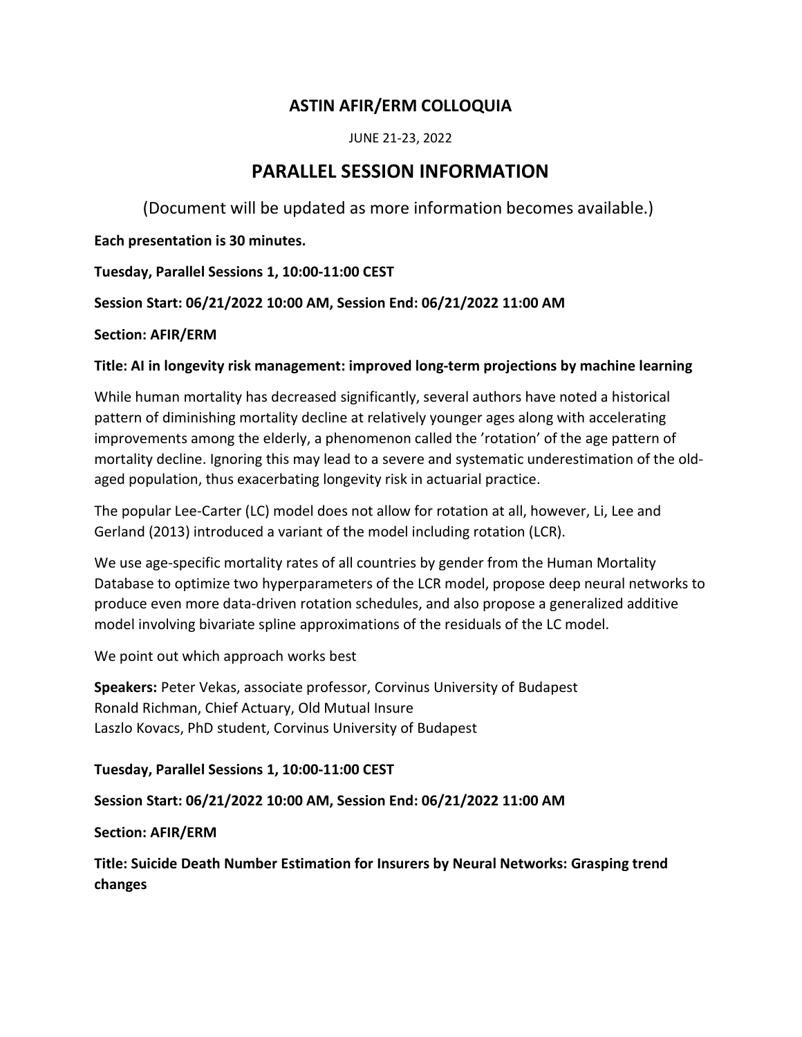# ASTIN AFIR/ERM COLLOQUIA

JUNE 21-23, 2022

## PARALLEL SESSION INFORMATION

(Document will be updated as more information becomes available.)

**Each presentation is 30 minutes.**

**Tuesday, Parallel Sessions 1, 10:00-11:00 CEST**

**Session Start: 06/21/2022 10:00 AM, Session End: 06/21/2022 11:00 AM**

**Section: AFIR/ERM**

**Title: AI in longevity risk management: improved long-term projections by machine learning**

While human mortality has decreased significantly, several authors have noted a historical pattern of diminishing mortality decline at relatively younger ages along with accelerating improvements among the elderly, a phenomenon called the 'rotation' of the age pattern of mortality decline. Ignoring this may lead to a severe and systematic underestimation of the old-aged population, thus exacerbating longevity risk in actuarial practice.

The popular Lee-Carter (LC) model does not allow for rotation at all, however, Li, Lee and Gerland (2013) introduced a variant of the model including rotation (LCR).

We use age-specific mortality rates of all countries by gender from the Human Mortality Database to optimize two hyperparameters of the LCR model, propose deep neural networks to produce even more data-driven rotation schedules, and also propose a generalized additive model involving bivariate spline approximations of the residuals of the LC model.

We point out which approach works best

**Speakers:** Peter Vekas, associate professor, Corvinus University of Budapest
Ronald Richman, Chief Actuary, Old Mutual Insure
Laszlo Kovacs, PhD student, Corvinus University of Budapest

**Tuesday, Parallel Sessions 1, 10:00-11:00 CEST**

**Session Start: 06/21/2022 10:00 AM, Session End: 06/21/2022 11:00 AM**

**Section: AFIR/ERM**

**Title: Suicide Death Number Estimation for Insurers by Neural Networks: Grasping trend changes**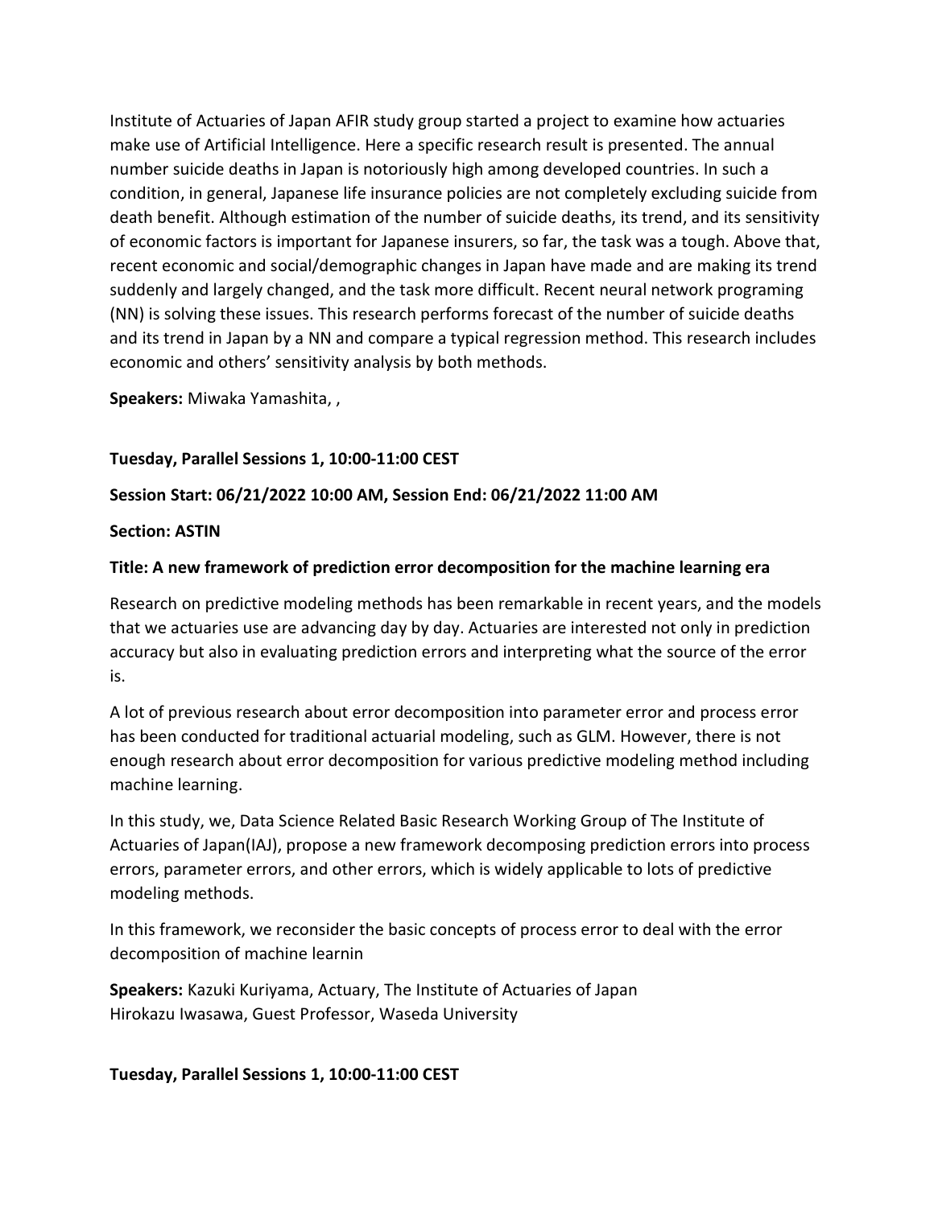Institute of Actuaries of Japan AFIR study group started a project to examine how actuaries make use of Artificial Intelligence. Here a specific research result is presented. The annual number suicide deaths in Japan is notoriously high among developed countries. In such a condition, in general, Japanese life insurance policies are not completely excluding suicide from death benefit. Although estimation of the number of suicide deaths, its trend, and its sensitivity of economic factors is important for Japanese insurers, so far, the task was a tough. Above that, recent economic and social/demographic changes in Japan have made and are making its trend suddenly and largely changed, and the task more difficult. Recent neural network programing (NN) is solving these issues. This research performs forecast of the number of suicide deaths and its trend in Japan by a NN and compare a typical regression method. This research includes economic and others' sensitivity analysis by both methods.

**Speakers:** Miwaka Yamashita, ,

**Tuesday, Parallel Sessions 1, 10:00-11:00 CEST**

**Session Start: 06/21/2022 10:00 AM, Session End: 06/21/2022 11:00 AM**

**Section: ASTIN**

**Title: A new framework of prediction error decomposition for the machine learning era**

Research on predictive modeling methods has been remarkable in recent years, and the models that we actuaries use are advancing day by day. Actuaries are interested not only in prediction accuracy but also in evaluating prediction errors and interpreting what the source of the error is.

A lot of previous research about error decomposition into parameter error and process error has been conducted for traditional actuarial modeling, such as GLM. However, there is not enough research about error decomposition for various predictive modeling method including machine learning.

In this study, we, Data Science Related Basic Research Working Group of The Institute of Actuaries of Japan(IAJ), propose a new framework decomposing prediction errors into process errors, parameter errors, and other errors, which is widely applicable to lots of predictive modeling methods.

In this framework, we reconsider the basic concepts of process error to deal with the error decomposition of machine learnin

**Speakers:** Kazuki Kuriyama, Actuary, The Institute of Actuaries of Japan
Hirokazu Iwasawa, Guest Professor, Waseda University

**Tuesday, Parallel Sessions 1, 10:00-11:00 CEST**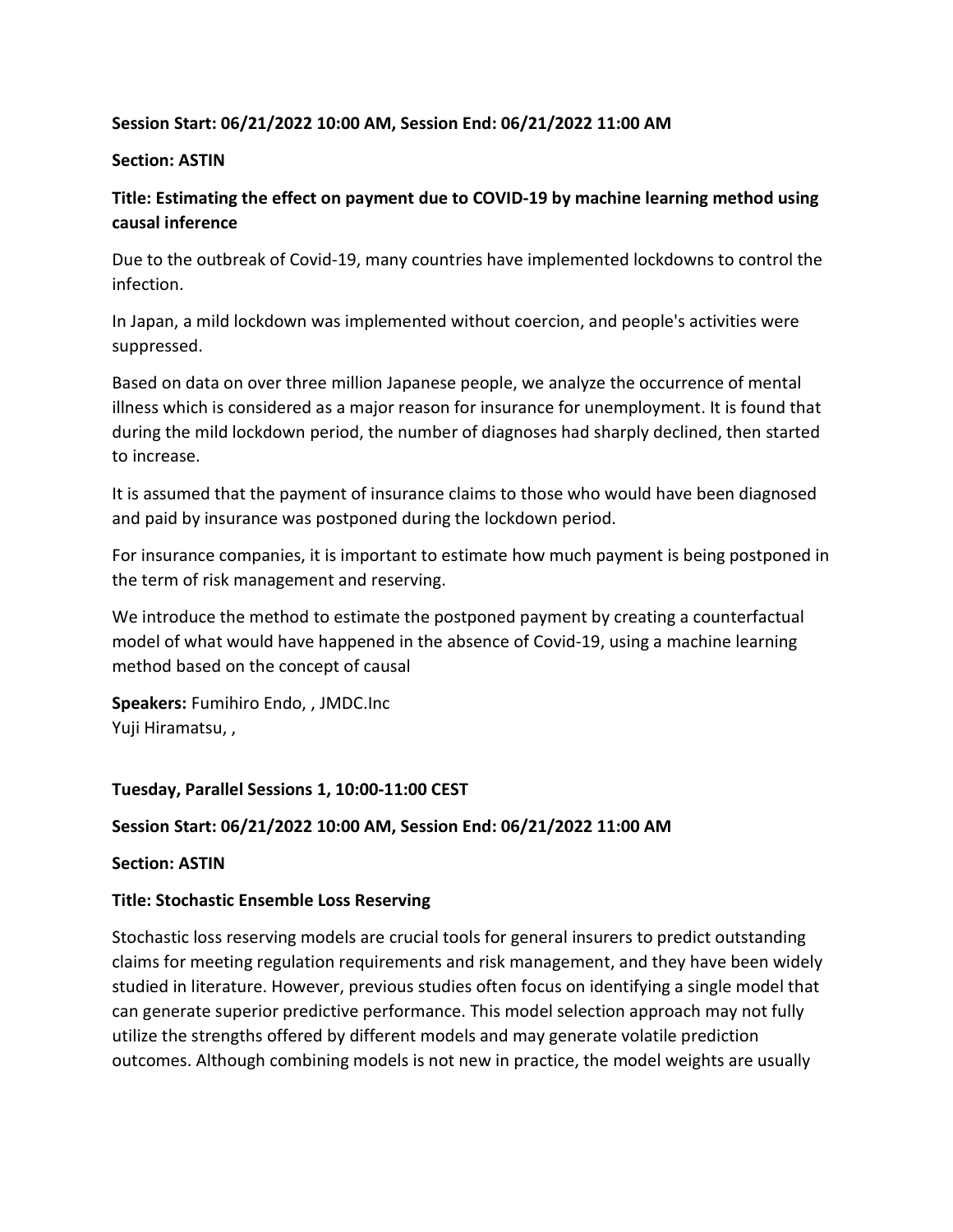**Session Start: 06/21/2022 10:00 AM, Session End: 06/21/2022 11:00 AM**

**Section: ASTIN**

**Title: Estimating the effect on payment due to COVID-19 by machine learning method using causal inference**

Due to the outbreak of Covid-19, many countries have implemented lockdowns to control the infection.

In Japan, a mild lockdown was implemented without coercion, and people's activities were suppressed.

Based on data on over three million Japanese people, we analyze the occurrence of mental illness which is considered as a major reason for insurance for unemployment. It is found that during the mild lockdown period, the number of diagnoses had sharply declined, then started to increase.

It is assumed that the payment of insurance claims to those who would have been diagnosed and paid by insurance was postponed during the lockdown period.

For insurance companies, it is important to estimate how much payment is being postponed in the term of risk management and reserving.

We introduce the method to estimate the postponed payment by creating a counterfactual model of what would have happened in the absence of Covid-19, using a machine learning method based on the concept of causal

**Speakers:** Fumihiro Endo, , JMDC.Inc
Yuji Hiramatsu, ,

**Tuesday, Parallel Sessions 1, 10:00-11:00 CEST**

**Session Start: 06/21/2022 10:00 AM, Session End: 06/21/2022 11:00 AM**

**Section: ASTIN**

**Title: Stochastic Ensemble Loss Reserving**

Stochastic loss reserving models are crucial tools for general insurers to predict outstanding claims for meeting regulation requirements and risk management, and they have been widely studied in literature. However, previous studies often focus on identifying a single model that can generate superior predictive performance. This model selection approach may not fully utilize the strengths offered by different models and may generate volatile prediction outcomes. Although combining models is not new in practice, the model weights are usually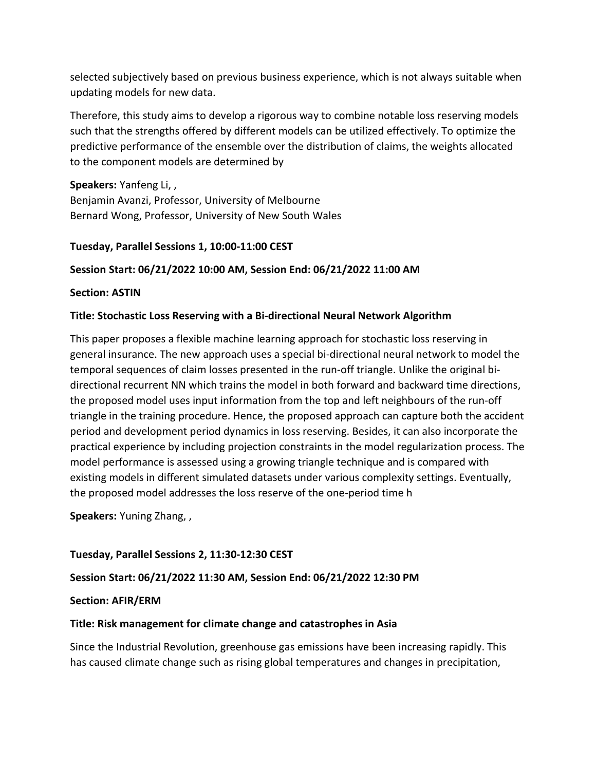selected subjectively based on previous business experience, which is not always suitable when updating models for new data.

Therefore, this study aims to develop a rigorous way to combine notable loss reserving models such that the strengths offered by different models can be utilized effectively. To optimize the predictive performance of the ensemble over the distribution of claims, the weights allocated to the component models are determined by

**Speakers:** Yanfeng Li, ,
Benjamin Avanzi, Professor, University of Melbourne
Bernard Wong, Professor, University of New South Wales

**Tuesday, Parallel Sessions 1, 10:00-11:00 CEST**

**Session Start: 06/21/2022 10:00 AM, Session End: 06/21/2022 11:00 AM**

**Section: ASTIN**

**Title: Stochastic Loss Reserving with a Bi-directional Neural Network Algorithm**

This paper proposes a flexible machine learning approach for stochastic loss reserving in general insurance. The new approach uses a special bi-directional neural network to model the temporal sequences of claim losses presented in the run-off triangle. Unlike the original bi-directional recurrent NN which trains the model in both forward and backward time directions, the proposed model uses input information from the top and left neighbours of the run-off triangle in the training procedure. Hence, the proposed approach can capture both the accident period and development period dynamics in loss reserving. Besides, it can also incorporate the practical experience by including projection constraints in the model regularization process. The model performance is assessed using a growing triangle technique and is compared with existing models in different simulated datasets under various complexity settings. Eventually, the proposed model addresses the loss reserve of the one-period time h

**Speakers:** Yuning Zhang, ,

**Tuesday, Parallel Sessions 2, 11:30-12:30 CEST**

**Session Start: 06/21/2022 11:30 AM, Session End: 06/21/2022 12:30 PM**

**Section: AFIR/ERM**

**Title: Risk management for climate change and catastrophes in Asia**

Since the Industrial Revolution, greenhouse gas emissions have been increasing rapidly. This has caused climate change such as rising global temperatures and changes in precipitation,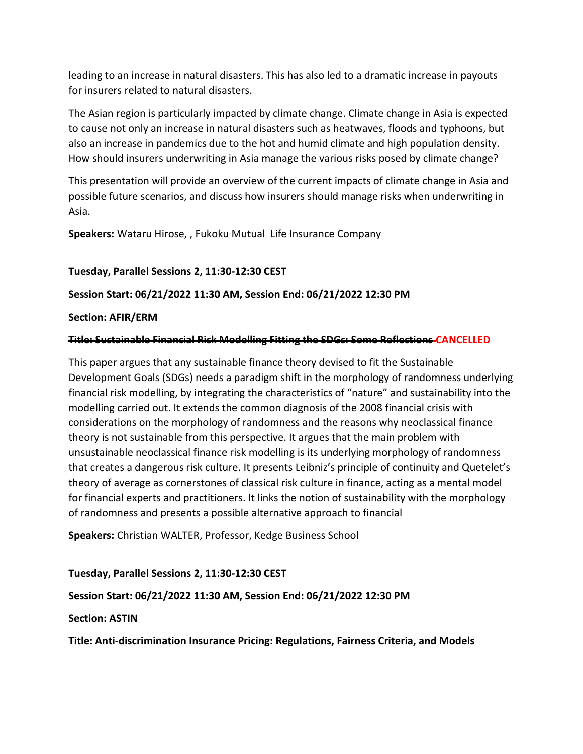leading to an increase in natural disasters. This has also led to a dramatic increase in payouts for insurers related to natural disasters.

The Asian region is particularly impacted by climate change. Climate change in Asia is expected to cause not only an increase in natural disasters such as heatwaves, floods and typhoons, but also an increase in pandemics due to the hot and humid climate and high population density. How should insurers underwriting in Asia manage the various risks posed by climate change?

This presentation will provide an overview of the current impacts of climate change in Asia and possible future scenarios, and discuss how insurers should manage risks when underwriting in Asia.

**Speakers:** Wataru Hirose, , Fukoku Mutual Life Insurance Company

**Tuesday, Parallel Sessions 2, 11:30-12:30 CEST**

**Session Start: 06/21/2022 11:30 AM, Session End: 06/21/2022 12:30 PM**

**Section: AFIR/ERM**

**~~Title: Sustainable Financial Risk Modelling Fitting the SDGs: Some Reflections~~ CANCELLED**

This paper argues that any sustainable finance theory devised to fit the Sustainable Development Goals (SDGs) needs a paradigm shift in the morphology of randomness underlying financial risk modelling, by integrating the characteristics of "nature" and sustainability into the modelling carried out. It extends the common diagnosis of the 2008 financial crisis with considerations on the morphology of randomness and the reasons why neoclassical finance theory is not sustainable from this perspective. It argues that the main problem with unsustainable neoclassical finance risk modelling is its underlying morphology of randomness that creates a dangerous risk culture. It presents Leibniz's principle of continuity and Quetelet's theory of average as cornerstones of classical risk culture in finance, acting as a mental model for financial experts and practitioners. It links the notion of sustainability with the morphology of randomness and presents a possible alternative approach to financial

**Speakers:** Christian WALTER, Professor, Kedge Business School

**Tuesday, Parallel Sessions 2, 11:30-12:30 CEST**

**Session Start: 06/21/2022 11:30 AM, Session End: 06/21/2022 12:30 PM**

**Section: ASTIN**

**Title: Anti-discrimination Insurance Pricing: Regulations, Fairness Criteria, and Models**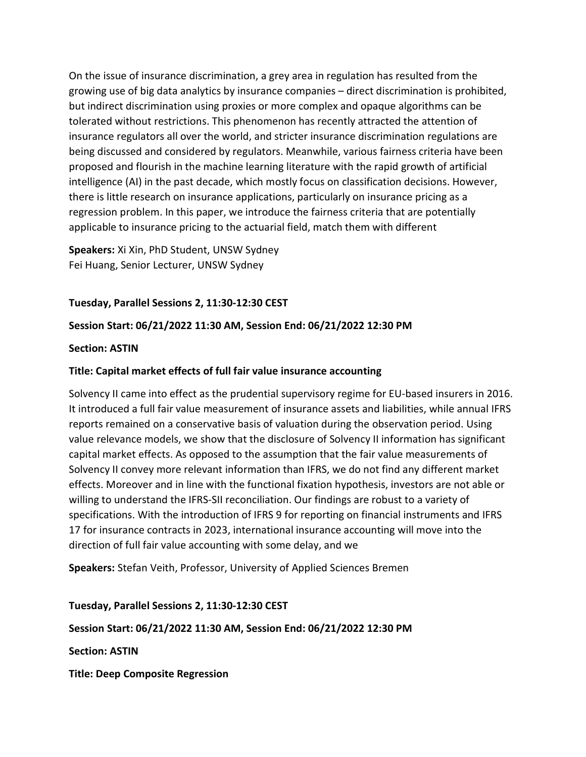On the issue of insurance discrimination, a grey area in regulation has resulted from the growing use of big data analytics by insurance companies – direct discrimination is prohibited, but indirect discrimination using proxies or more complex and opaque algorithms can be tolerated without restrictions. This phenomenon has recently attracted the attention of insurance regulators all over the world, and stricter insurance discrimination regulations are being discussed and considered by regulators. Meanwhile, various fairness criteria have been proposed and flourish in the machine learning literature with the rapid growth of artificial intelligence (AI) in the past decade, which mostly focus on classification decisions. However, there is little research on insurance applications, particularly on insurance pricing as a regression problem. In this paper, we introduce the fairness criteria that are potentially applicable to insurance pricing to the actuarial field, match them with different

**Speakers:** Xi Xin, PhD Student, UNSW Sydney
Fei Huang, Senior Lecturer, UNSW Sydney

**Tuesday, Parallel Sessions 2, 11:30-12:30 CEST**

**Session Start: 06/21/2022 11:30 AM, Session End: 06/21/2022 12:30 PM**

**Section: ASTIN**

**Title: Capital market effects of full fair value insurance accounting**

Solvency II came into effect as the prudential supervisory regime for EU-based insurers in 2016. It introduced a full fair value measurement of insurance assets and liabilities, while annual IFRS reports remained on a conservative basis of valuation during the observation period. Using value relevance models, we show that the disclosure of Solvency II information has significant capital market effects. As opposed to the assumption that the fair value measurements of Solvency II convey more relevant information than IFRS, we do not find any different market effects. Moreover and in line with the functional fixation hypothesis, investors are not able or willing to understand the IFRS-SII reconciliation. Our findings are robust to a variety of specifications. With the introduction of IFRS 9 for reporting on financial instruments and IFRS 17 for insurance contracts in 2023, international insurance accounting will move into the direction of full fair value accounting with some delay, and we

**Speakers:** Stefan Veith, Professor, University of Applied Sciences Bremen

**Tuesday, Parallel Sessions 2, 11:30-12:30 CEST**

**Session Start: 06/21/2022 11:30 AM, Session End: 06/21/2022 12:30 PM**

**Section: ASTIN**

**Title: Deep Composite Regression**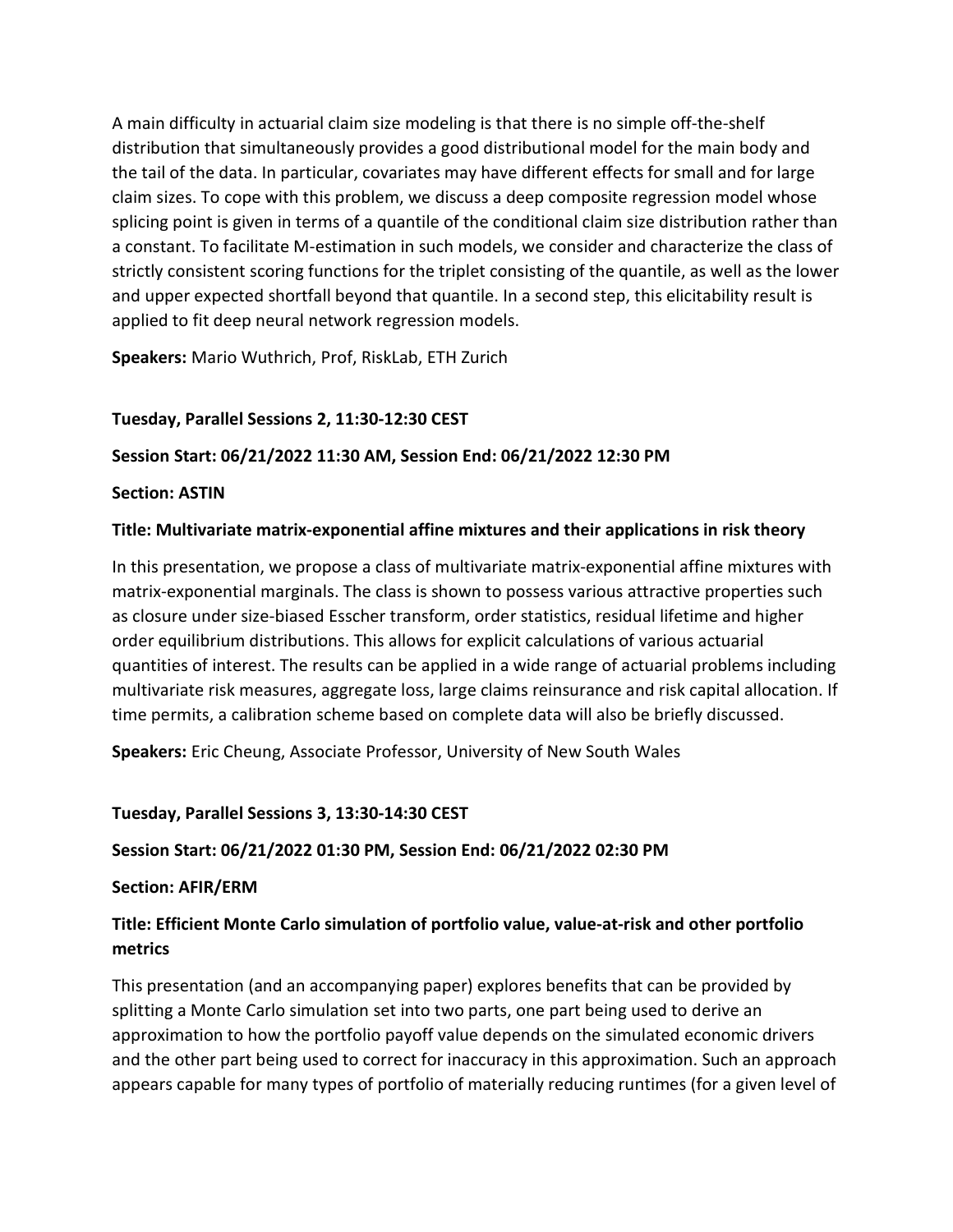A main difficulty in actuarial claim size modeling is that there is no simple off-the-shelf distribution that simultaneously provides a good distributional model for the main body and the tail of the data. In particular, covariates may have different effects for small and for large claim sizes. To cope with this problem, we discuss a deep composite regression model whose splicing point is given in terms of a quantile of the conditional claim size distribution rather than a constant. To facilitate M-estimation in such models, we consider and characterize the class of strictly consistent scoring functions for the triplet consisting of the quantile, as well as the lower and upper expected shortfall beyond that quantile. In a second step, this elicitability result is applied to fit deep neural network regression models.

**Speakers:** Mario Wuthrich, Prof, RiskLab, ETH Zurich

**Tuesday, Parallel Sessions 2, 11:30-12:30 CEST**

**Session Start: 06/21/2022 11:30 AM, Session End: 06/21/2022 12:30 PM**

**Section: ASTIN**

**Title: Multivariate matrix-exponential affine mixtures and their applications in risk theory**

In this presentation, we propose a class of multivariate matrix-exponential affine mixtures with matrix-exponential marginals. The class is shown to possess various attractive properties such as closure under size-biased Esscher transform, order statistics, residual lifetime and higher order equilibrium distributions. This allows for explicit calculations of various actuarial quantities of interest. The results can be applied in a wide range of actuarial problems including multivariate risk measures, aggregate loss, large claims reinsurance and risk capital allocation. If time permits, a calibration scheme based on complete data will also be briefly discussed.

**Speakers:** Eric Cheung, Associate Professor, University of New South Wales

**Tuesday, Parallel Sessions 3, 13:30-14:30 CEST**

**Session Start: 06/21/2022 01:30 PM, Session End: 06/21/2022 02:30 PM**

**Section: AFIR/ERM**

**Title: Efficient Monte Carlo simulation of portfolio value, value-at-risk and other portfolio metrics**

This presentation (and an accompanying paper) explores benefits that can be provided by splitting a Monte Carlo simulation set into two parts, one part being used to derive an approximation to how the portfolio payoff value depends on the simulated economic drivers and the other part being used to correct for inaccuracy in this approximation. Such an approach appears capable for many types of portfolio of materially reducing runtimes (for a given level of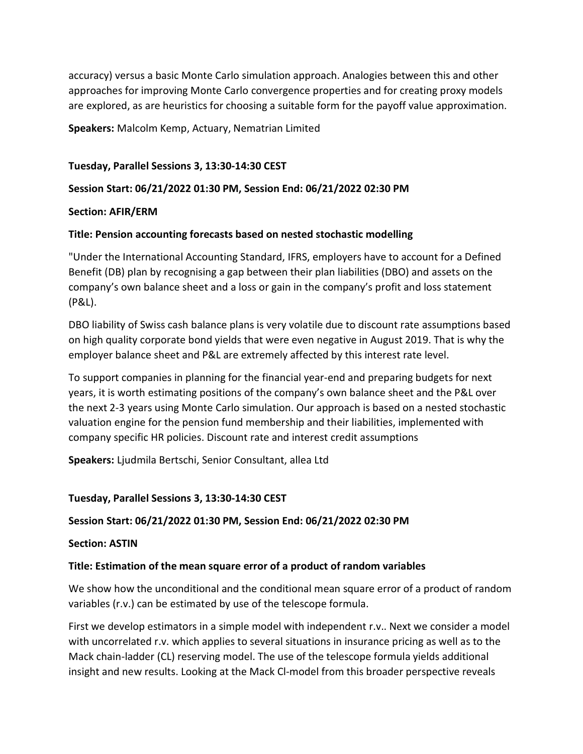accuracy) versus a basic Monte Carlo simulation approach. Analogies between this and other approaches for improving Monte Carlo convergence properties and for creating proxy models are explored, as are heuristics for choosing a suitable form for the payoff value approximation.

**Speakers:** Malcolm Kemp, Actuary, Nematrian Limited

**Tuesday, Parallel Sessions 3, 13:30-14:30 CEST**

**Session Start: 06/21/2022 01:30 PM, Session End: 06/21/2022 02:30 PM**

**Section: AFIR/ERM**

**Title: Pension accounting forecasts based on nested stochastic modelling**

"Under the International Accounting Standard, IFRS, employers have to account for a Defined Benefit (DB) plan by recognising a gap between their plan liabilities (DBO) and assets on the company's own balance sheet and a loss or gain in the company's profit and loss statement (P&L).

DBO liability of Swiss cash balance plans is very volatile due to discount rate assumptions based on high quality corporate bond yields that were even negative in August 2019. That is why the employer balance sheet and P&L are extremely affected by this interest rate level.

To support companies in planning for the financial year-end and preparing budgets for next years, it is worth estimating positions of the company's own balance sheet and the P&L over the next 2-3 years using Monte Carlo simulation. Our approach is based on a nested stochastic valuation engine for the pension fund membership and their liabilities, implemented with company specific HR policies. Discount rate and interest credit assumptions

**Speakers:** Ljudmila Bertschi, Senior Consultant, allea Ltd

**Tuesday, Parallel Sessions 3, 13:30-14:30 CEST**

**Session Start: 06/21/2022 01:30 PM, Session End: 06/21/2022 02:30 PM**

**Section: ASTIN**

**Title: Estimation of the mean square error of a product of random variables**

We show how the unconditional and the conditional mean square error of a product of random variables (r.v.) can be estimated by use of the telescope formula.

First we develop estimators in a simple model with independent r.v.. Next we consider a model with uncorrelated r.v. which applies to several situations in insurance pricing as well as to the Mack chain-ladder (CL) reserving model. The use of the telescope formula yields additional insight and new results. Looking at the Mack Cl-model from this broader perspective reveals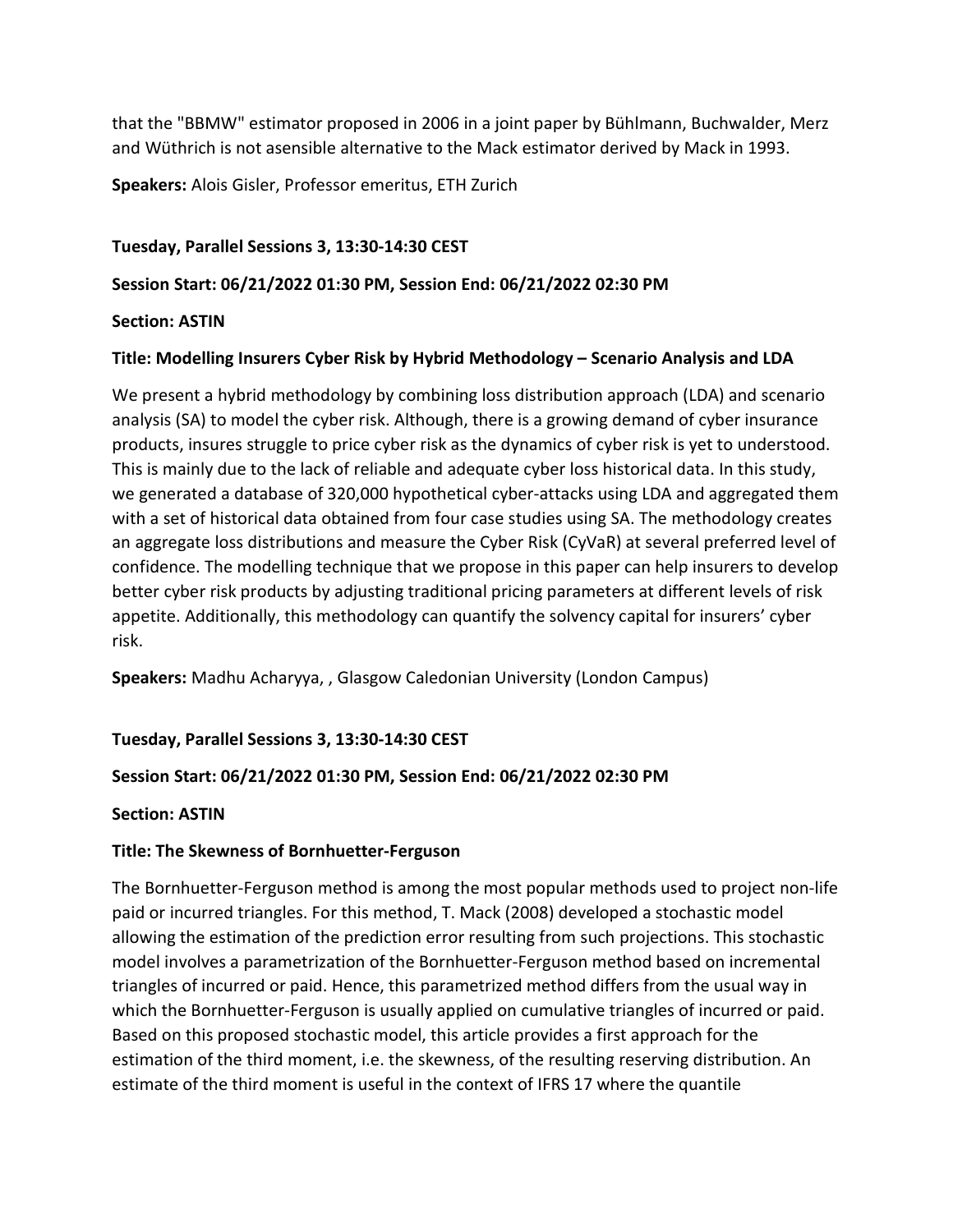that the "BBMW" estimator proposed in 2006 in a joint paper by Bühlmann, Buchwalder, Merz and Wüthrich is not asensible alternative to the Mack estimator derived by Mack in 1993.

**Speakers:** Alois Gisler, Professor emeritus, ETH Zurich

**Tuesday, Parallel Sessions 3, 13:30-14:30 CEST**

**Session Start: 06/21/2022 01:30 PM, Session End: 06/21/2022 02:30 PM**

**Section: ASTIN**

**Title: Modelling Insurers Cyber Risk by Hybrid Methodology – Scenario Analysis and LDA**

We present a hybrid methodology by combining loss distribution approach (LDA) and scenario analysis (SA) to model the cyber risk. Although, there is a growing demand of cyber insurance products, insures struggle to price cyber risk as the dynamics of cyber risk is yet to understood. This is mainly due to the lack of reliable and adequate cyber loss historical data. In this study, we generated a database of 320,000 hypothetical cyber-attacks using LDA and aggregated them with a set of historical data obtained from four case studies using SA. The methodology creates an aggregate loss distributions and measure the Cyber Risk (CyVaR) at several preferred level of confidence. The modelling technique that we propose in this paper can help insurers to develop better cyber risk products by adjusting traditional pricing parameters at different levels of risk appetite. Additionally, this methodology can quantify the solvency capital for insurers' cyber risk.

**Speakers:** Madhu Acharyya, , Glasgow Caledonian University (London Campus)

**Tuesday, Parallel Sessions 3, 13:30-14:30 CEST**

**Session Start: 06/21/2022 01:30 PM, Session End: 06/21/2022 02:30 PM**

**Section: ASTIN**

**Title: The Skewness of Bornhuetter-Ferguson**

The Bornhuetter-Ferguson method is among the most popular methods used to project non-life paid or incurred triangles. For this method, T. Mack (2008) developed a stochastic model allowing the estimation of the prediction error resulting from such projections. This stochastic model involves a parametrization of the Bornhuetter-Ferguson method based on incremental triangles of incurred or paid. Hence, this parametrized method differs from the usual way in which the Bornhuetter-Ferguson is usually applied on cumulative triangles of incurred or paid. Based on this proposed stochastic model, this article provides a first approach for the estimation of the third moment, i.e. the skewness, of the resulting reserving distribution. An estimate of the third moment is useful in the context of IFRS 17 where the quantile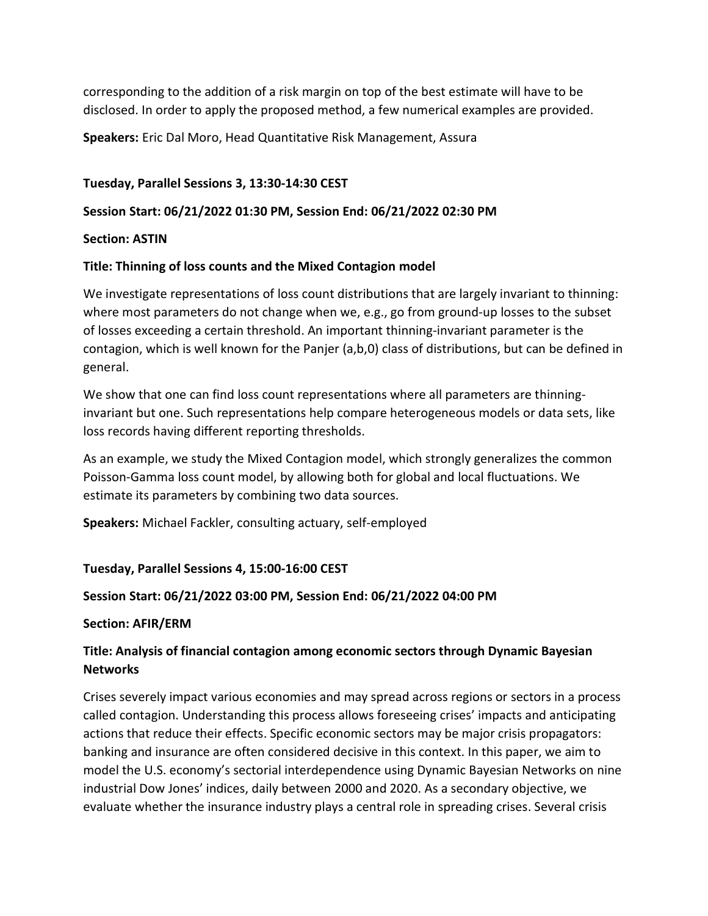corresponding to the addition of a risk margin on top of the best estimate will have to be disclosed. In order to apply the proposed method, a few numerical examples are provided.

**Speakers:** Eric Dal Moro, Head Quantitative Risk Management, Assura

**Tuesday, Parallel Sessions 3, 13:30-14:30 CEST**

**Session Start: 06/21/2022 01:30 PM, Session End: 06/21/2022 02:30 PM**

**Section: ASTIN**

**Title: Thinning of loss counts and the Mixed Contagion model**

We investigate representations of loss count distributions that are largely invariant to thinning: where most parameters do not change when we, e.g., go from ground-up losses to the subset of losses exceeding a certain threshold. An important thinning-invariant parameter is the contagion, which is well known for the Panjer (a,b,0) class of distributions, but can be defined in general.

We show that one can find loss count representations where all parameters are thinning-invariant but one. Such representations help compare heterogeneous models or data sets, like loss records having different reporting thresholds.

As an example, we study the Mixed Contagion model, which strongly generalizes the common Poisson-Gamma loss count model, by allowing both for global and local fluctuations. We estimate its parameters by combining two data sources.

**Speakers:** Michael Fackler, consulting actuary, self-employed

**Tuesday, Parallel Sessions 4, 15:00-16:00 CEST**

**Session Start: 06/21/2022 03:00 PM, Session End: 06/21/2022 04:00 PM**

**Section: AFIR/ERM**

**Title: Analysis of financial contagion among economic sectors through Dynamic Bayesian Networks**

Crises severely impact various economies and may spread across regions or sectors in a process called contagion. Understanding this process allows foreseeing crises' impacts and anticipating actions that reduce their effects. Specific economic sectors may be major crisis propagators: banking and insurance are often considered decisive in this context. In this paper, we aim to model the U.S. economy's sectorial interdependence using Dynamic Bayesian Networks on nine industrial Dow Jones' indices, daily between 2000 and 2020. As a secondary objective, we evaluate whether the insurance industry plays a central role in spreading crises. Several crisis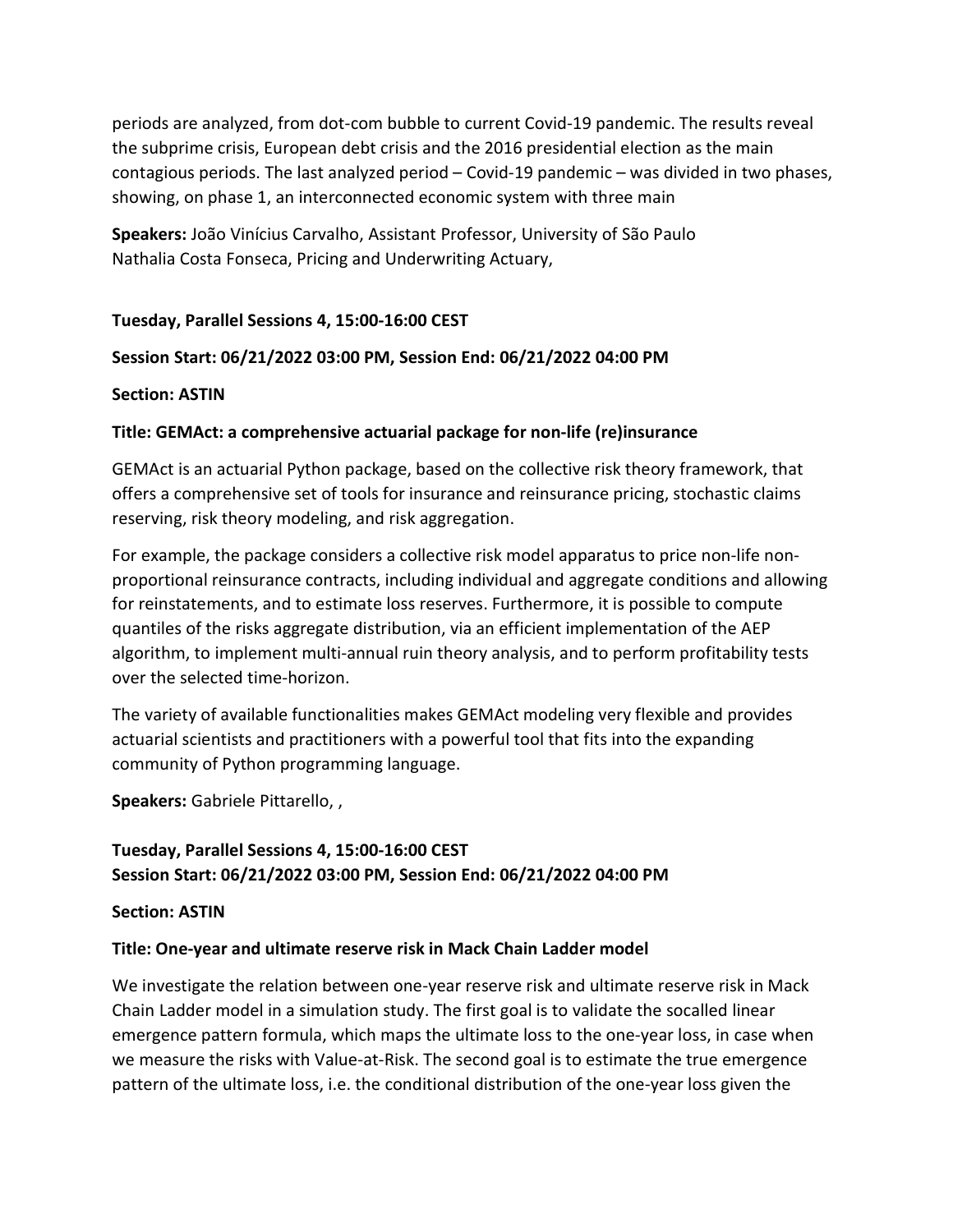periods are analyzed, from dot-com bubble to current Covid-19 pandemic. The results reveal the subprime crisis, European debt crisis and the 2016 presidential election as the main contagious periods. The last analyzed period – Covid-19 pandemic – was divided in two phases, showing, on phase 1, an interconnected economic system with three main

**Speakers:** João Vinícius Carvalho, Assistant Professor, University of São Paulo
Nathalia Costa Fonseca, Pricing and Underwriting Actuary,

**Tuesday, Parallel Sessions 4, 15:00-16:00 CEST**

**Session Start: 06/21/2022 03:00 PM, Session End: 06/21/2022 04:00 PM**

**Section: ASTIN**

**Title: GEMAct: a comprehensive actuarial package for non-life (re)insurance**

GEMAct is an actuarial Python package, based on the collective risk theory framework, that offers a comprehensive set of tools for insurance and reinsurance pricing, stochastic claims reserving, risk theory modeling, and risk aggregation.

For example, the package considers a collective risk model apparatus to price non-life non-proportional reinsurance contracts, including individual and aggregate conditions and allowing for reinstatements, and to estimate loss reserves. Furthermore, it is possible to compute quantiles of the risks aggregate distribution, via an efficient implementation of the AEP algorithm, to implement multi-annual ruin theory analysis, and to perform profitability tests over the selected time-horizon.

The variety of available functionalities makes GEMAct modeling very flexible and provides actuarial scientists and practitioners with a powerful tool that fits into the expanding community of Python programming language.

**Speakers:** Gabriele Pittarello, ,

**Tuesday, Parallel Sessions 4, 15:00-16:00 CEST**
**Session Start: 06/21/2022 03:00 PM, Session End: 06/21/2022 04:00 PM**

**Section: ASTIN**

**Title: One-year and ultimate reserve risk in Mack Chain Ladder model**

We investigate the relation between one-year reserve risk and ultimate reserve risk in Mack Chain Ladder model in a simulation study. The first goal is to validate the socalled linear emergence pattern formula, which maps the ultimate loss to the one-year loss, in case when we measure the risks with Value-at-Risk. The second goal is to estimate the true emergence pattern of the ultimate loss, i.e. the conditional distribution of the one-year loss given the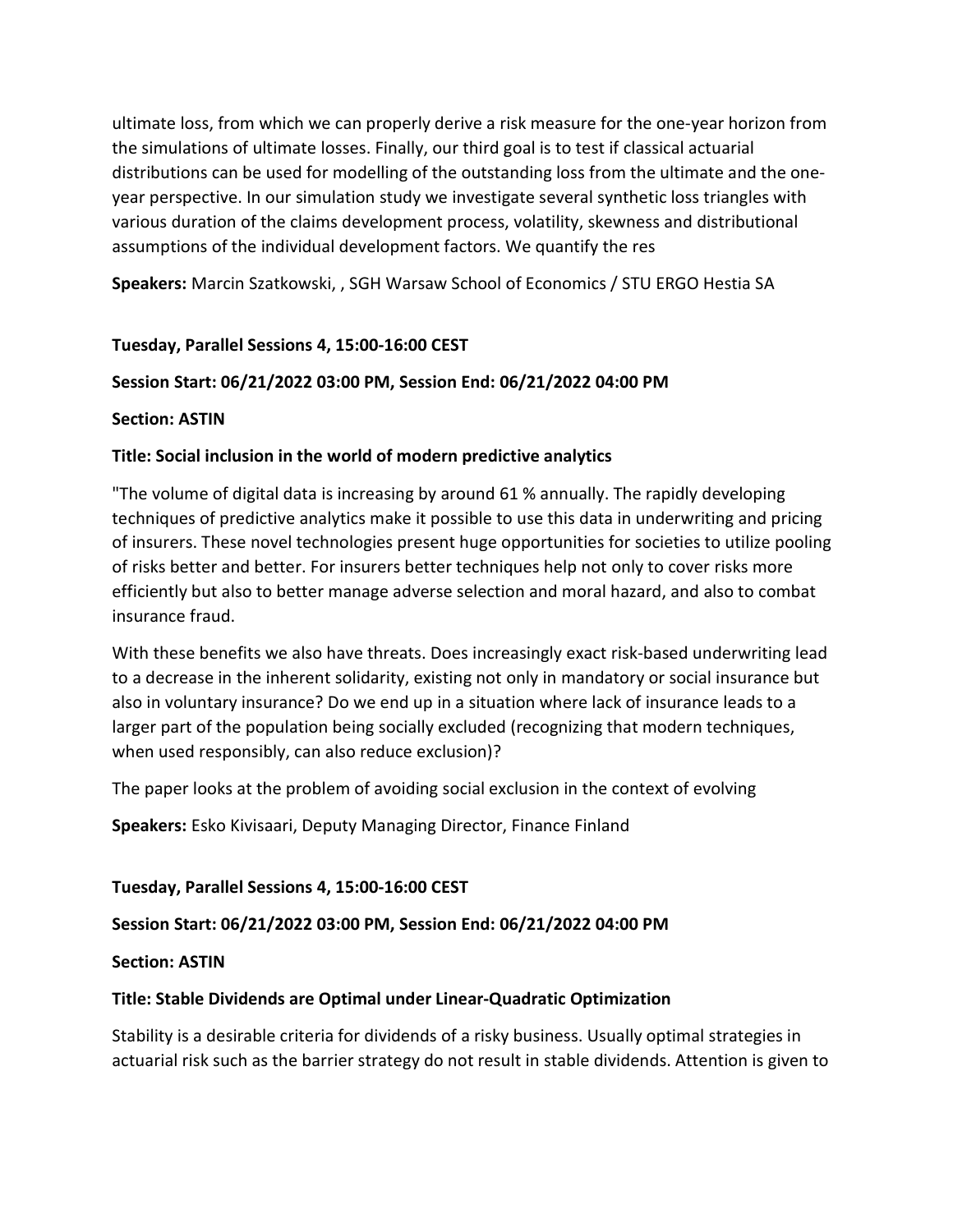ultimate loss, from which we can properly derive a risk measure for the one-year horizon from the simulations of ultimate losses. Finally, our third goal is to test if classical actuarial distributions can be used for modelling of the outstanding loss from the ultimate and the one-year perspective. In our simulation study we investigate several synthetic loss triangles with various duration of the claims development process, volatility, skewness and distributional assumptions of the individual development factors. We quantify the res

**Speakers:** Marcin Szatkowski, , SGH Warsaw School of Economics / STU ERGO Hestia SA

**Tuesday, Parallel Sessions 4, 15:00-16:00 CEST**

**Session Start: 06/21/2022 03:00 PM, Session End: 06/21/2022 04:00 PM**

**Section: ASTIN**

**Title: Social inclusion in the world of modern predictive analytics**

"The volume of digital data is increasing by around 61 % annually. The rapidly developing techniques of predictive analytics make it possible to use this data in underwriting and pricing of insurers. These novel technologies present huge opportunities for societies to utilize pooling of risks better and better. For insurers better techniques help not only to cover risks more efficiently but also to better manage adverse selection and moral hazard, and also to combat insurance fraud.

With these benefits we also have threats. Does increasingly exact risk-based underwriting lead to a decrease in the inherent solidarity, existing not only in mandatory or social insurance but also in voluntary insurance? Do we end up in a situation where lack of insurance leads to a larger part of the population being socially excluded (recognizing that modern techniques, when used responsibly, can also reduce exclusion)?

The paper looks at the problem of avoiding social exclusion in the context of evolving

**Speakers:** Esko Kivisaari, Deputy Managing Director, Finance Finland

**Tuesday, Parallel Sessions 4, 15:00-16:00 CEST**

**Session Start: 06/21/2022 03:00 PM, Session End: 06/21/2022 04:00 PM**

**Section: ASTIN**

**Title: Stable Dividends are Optimal under Linear-Quadratic Optimization**

Stability is a desirable criteria for dividends of a risky business. Usually optimal strategies in actuarial risk such as the barrier strategy do not result in stable dividends. Attention is given to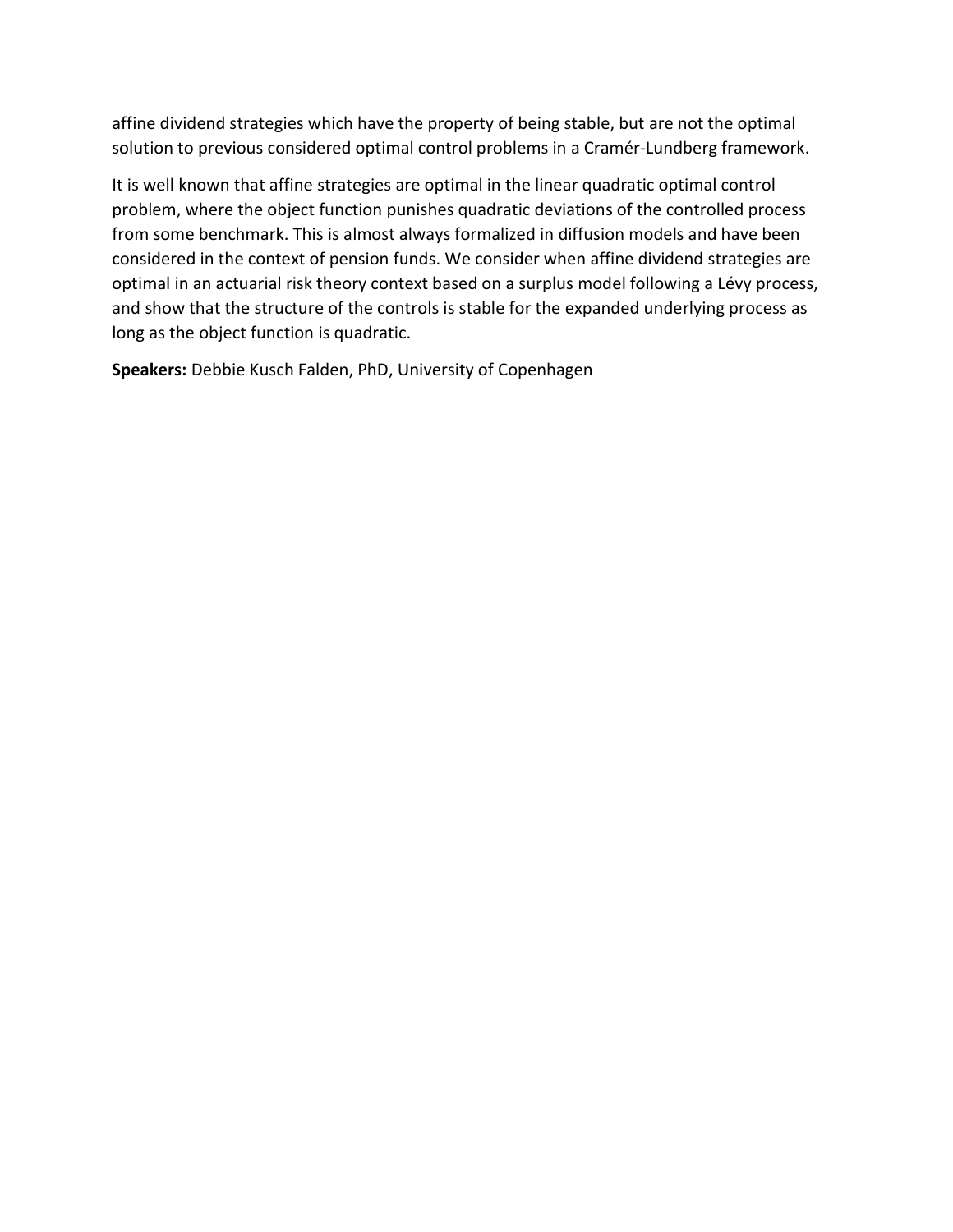affine dividend strategies which have the property of being stable, but are not the optimal solution to previous considered optimal control problems in a Cramér-Lundberg framework.

It is well known that affine strategies are optimal in the linear quadratic optimal control problem, where the object function punishes quadratic deviations of the controlled process from some benchmark. This is almost always formalized in diffusion models and have been considered in the context of pension funds. We consider when affine dividend strategies are optimal in an actuarial risk theory context based on a surplus model following a Lévy process, and show that the structure of the controls is stable for the expanded underlying process as long as the object function is quadratic.

**Speakers:** Debbie Kusch Falden, PhD, University of Copenhagen